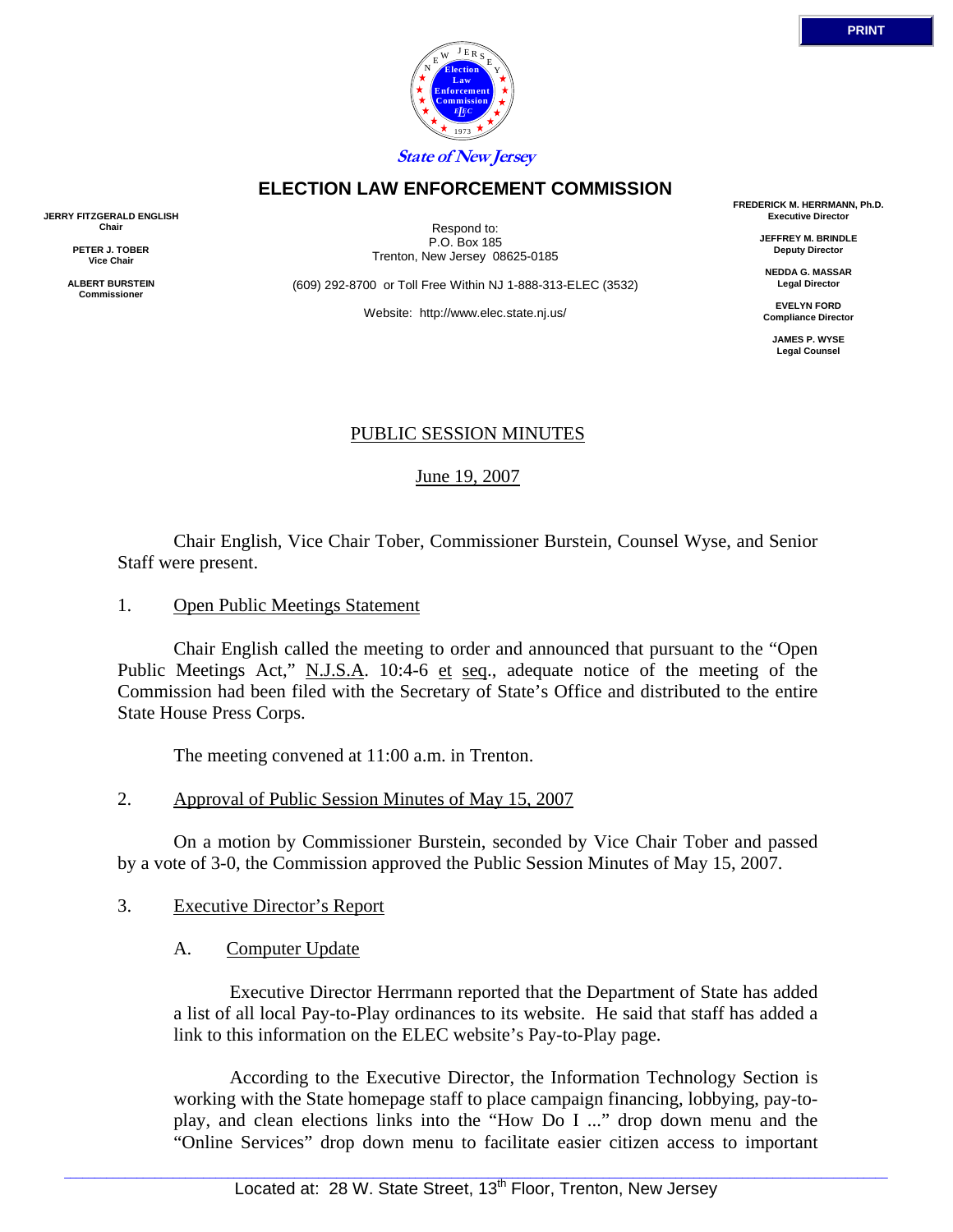State of New Jersey

# ELECTION LAW ENFORCEMENT COMMISSION

**JERRY FITZGERALD ENGLISH**
**Chair**

**PETER J. TOBER**
**Vice Chair**

**ALBERT BURSTEIN**
**Commissioner**

Respond to:
P.O. Box 185
Trenton, New Jersey 08625-0185

(609) 292-8700 or Toll Free Within NJ 1-888-313-ELEC (3532)

Website: http://www.elec.state.nj.us/

**FREDERICK M. HERRMANN, Ph.D.**
**Executive Director**

**JEFFREY M. BRINDLE**
**Deputy Director**

**NEDDA G. MASSAR**
**Legal Director**

**EVELYN FORD**
**Compliance Director**

**JAMES P. WYSE**
**Legal Counsel**

## PUBLIC SESSION MINUTES

June 19, 2007

Chair English, Vice Chair Tober, Commissioner Burstein, Counsel Wyse, and Senior Staff were present.

1. Open Public Meetings Statement

Chair English called the meeting to order and announced that pursuant to the "Open Public Meetings Act," N.J.S.A. 10:4-6 et seq., adequate notice of the meeting of the Commission had been filed with the Secretary of State's Office and distributed to the entire State House Press Corps.

The meeting convened at 11:00 a.m. in Trenton.

2. Approval of Public Session Minutes of May 15, 2007

On a motion by Commissioner Burstein, seconded by Vice Chair Tober and passed by a vote of 3-0, the Commission approved the Public Session Minutes of May 15, 2007.

3. Executive Director's Report

A. Computer Update

Executive Director Herrmann reported that the Department of State has added a list of all local Pay-to-Play ordinances to its website. He said that staff has added a link to this information on the ELEC website's Pay-to-Play page.

According to the Executive Director, the Information Technology Section is working with the State homepage staff to place campaign financing, lobbying, pay-to-play, and clean elections links into the "How Do I ..." drop down menu and the "Online Services" drop down menu to facilitate easier citizen access to important

Located at: 28 W. State Street, 13th Floor, Trenton, New Jersey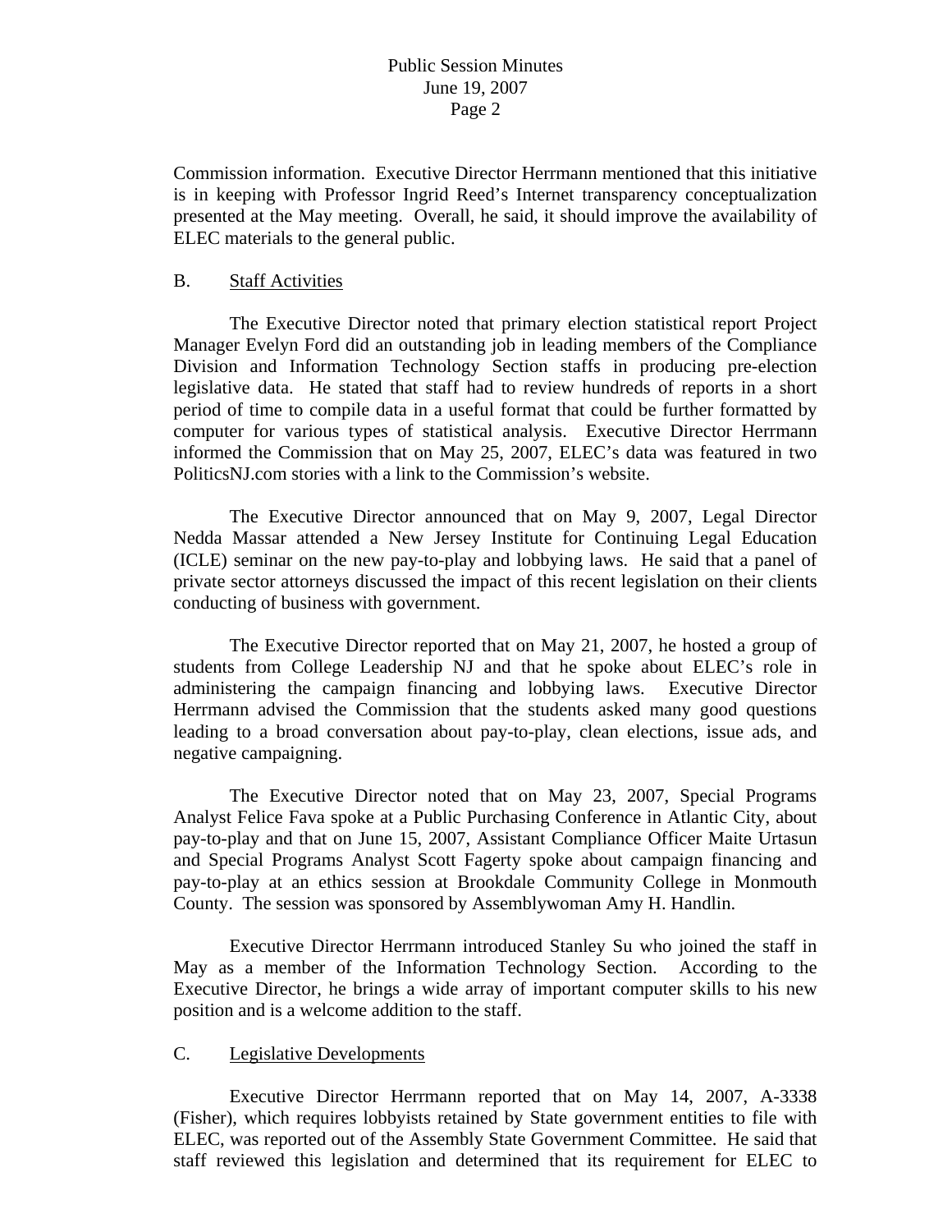Commission information. Executive Director Herrmann mentioned that this initiative is in keeping with Professor Ingrid Reed's Internet transparency conceptualization presented at the May meeting. Overall, he said, it should improve the availability of ELEC materials to the general public.

B. Staff Activities

The Executive Director noted that primary election statistical report Project Manager Evelyn Ford did an outstanding job in leading members of the Compliance Division and Information Technology Section staffs in producing pre-election legislative data. He stated that staff had to review hundreds of reports in a short period of time to compile data in a useful format that could be further formatted by computer for various types of statistical analysis. Executive Director Herrmann informed the Commission that on May 25, 2007, ELEC's data was featured in two PoliticsNJ.com stories with a link to the Commission's website.

The Executive Director announced that on May 9, 2007, Legal Director Nedda Massar attended a New Jersey Institute for Continuing Legal Education (ICLE) seminar on the new pay-to-play and lobbying laws. He said that a panel of private sector attorneys discussed the impact of this recent legislation on their clients conducting of business with government.

The Executive Director reported that on May 21, 2007, he hosted a group of students from College Leadership NJ and that he spoke about ELEC's role in administering the campaign financing and lobbying laws. Executive Director Herrmann advised the Commission that the students asked many good questions leading to a broad conversation about pay-to-play, clean elections, issue ads, and negative campaigning.

The Executive Director noted that on May 23, 2007, Special Programs Analyst Felice Fava spoke at a Public Purchasing Conference in Atlantic City, about pay-to-play and that on June 15, 2007, Assistant Compliance Officer Maite Urtasun and Special Programs Analyst Scott Fagerty spoke about campaign financing and pay-to-play at an ethics session at Brookdale Community College in Monmouth County. The session was sponsored by Assemblywoman Amy H. Handlin.

Executive Director Herrmann introduced Stanley Su who joined the staff in May as a member of the Information Technology Section. According to the Executive Director, he brings a wide array of important computer skills to his new position and is a welcome addition to the staff.

C. Legislative Developments

Executive Director Herrmann reported that on May 14, 2007, A-3338 (Fisher), which requires lobbyists retained by State government entities to file with ELEC, was reported out of the Assembly State Government Committee. He said that staff reviewed this legislation and determined that its requirement for ELEC to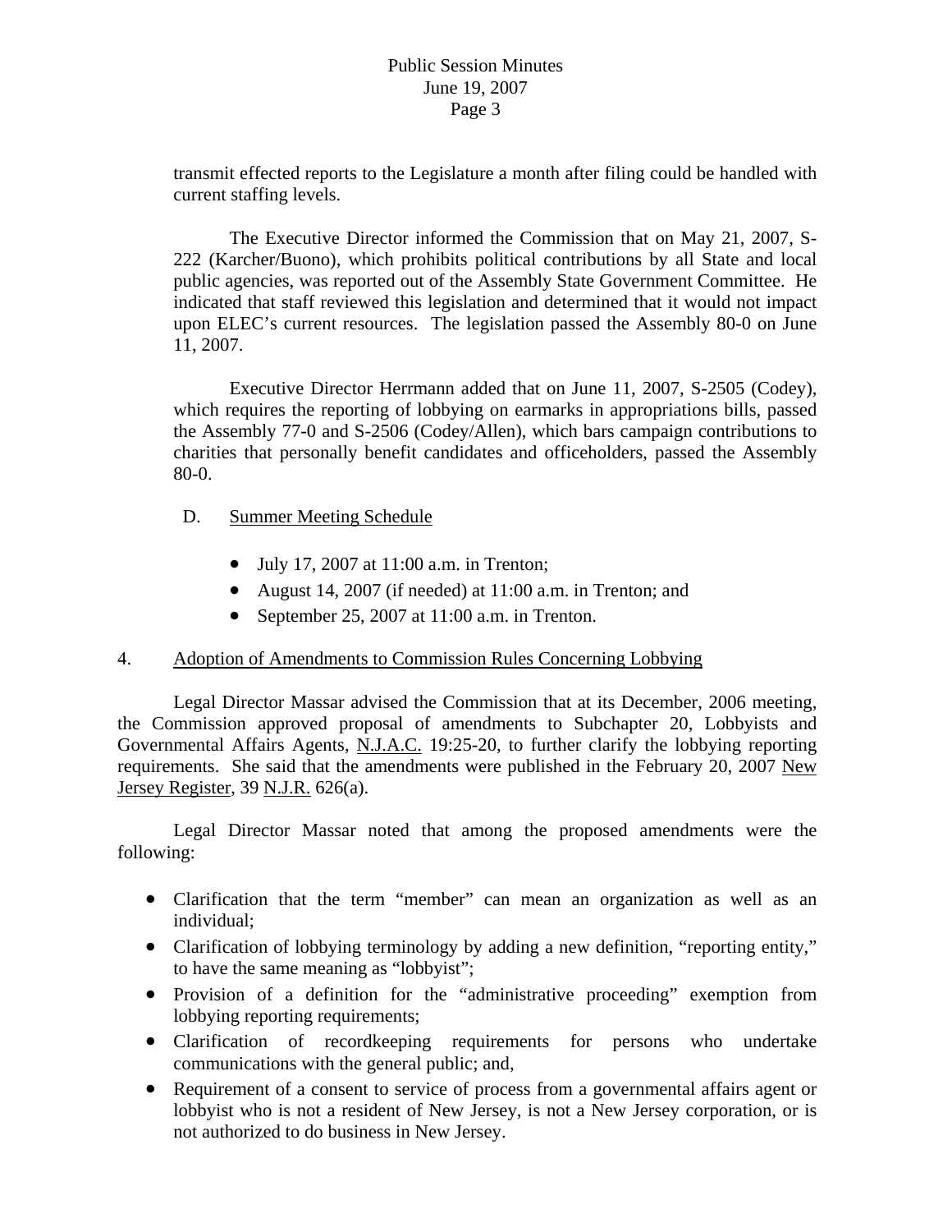transmit effected reports to the Legislature a month after filing could be handled with current staffing levels.

The Executive Director informed the Commission that on May 21, 2007, S-222 (Karcher/Buono), which prohibits political contributions by all State and local public agencies, was reported out of the Assembly State Government Committee. He indicated that staff reviewed this legislation and determined that it would not impact upon ELEC's current resources. The legislation passed the Assembly 80-0 on June 11, 2007.

Executive Director Herrmann added that on June 11, 2007, S-2505 (Codey), which requires the reporting of lobbying on earmarks in appropriations bills, passed the Assembly 77-0 and S-2506 (Codey/Allen), which bars campaign contributions to charities that personally benefit candidates and officeholders, passed the Assembly 80-0.

D. <u>Summer Meeting Schedule</u>

- July 17, 2007 at 11:00 a.m. in Trenton;
- August 14, 2007 (if needed) at 11:00 a.m. in Trenton; and
- September 25, 2007 at 11:00 a.m. in Trenton.

4. <u>Adoption of Amendments to Commission Rules Concerning Lobbying</u>

Legal Director Massar advised the Commission that at its December, 2006 meeting, the Commission approved proposal of amendments to Subchapter 20, Lobbyists and Governmental Affairs Agents, <u>N.J.A.C.</u> 19:25-20, to further clarify the lobbying reporting requirements. She said that the amendments were published in the February 20, 2007 <u>New Jersey Register</u>, 39 <u>N.J.R.</u> 626(a).

Legal Director Massar noted that among the proposed amendments were the following:

- Clarification that the term "member" can mean an organization as well as an individual;
- Clarification of lobbying terminology by adding a new definition, "reporting entity," to have the same meaning as "lobbyist";
- Provision of a definition for the "administrative proceeding" exemption from lobbying reporting requirements;
- Clarification of recordkeeping requirements for persons who undertake communications with the general public; and,
- Requirement of a consent to service of process from a governmental affairs agent or lobbyist who is not a resident of New Jersey, is not a New Jersey corporation, or is not authorized to do business in New Jersey.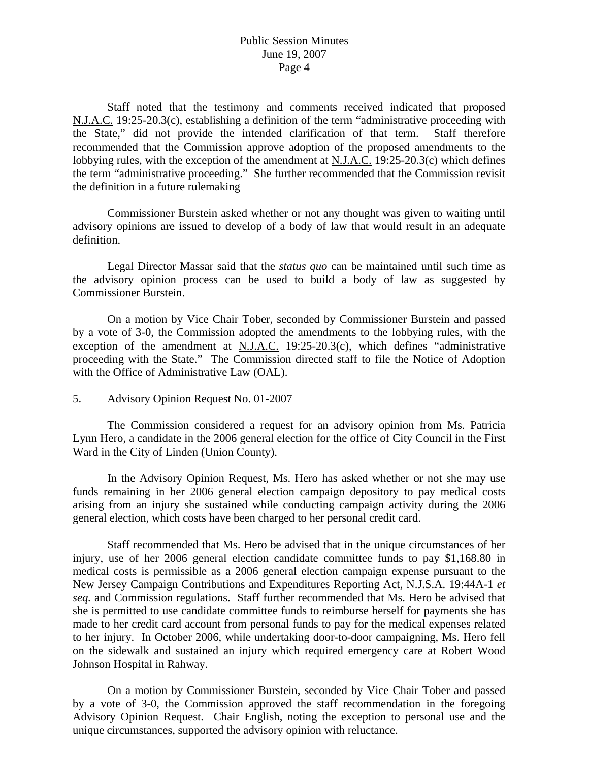Staff noted that the testimony and comments received indicated that proposed N.J.A.C. 19:25-20.3(c), establishing a definition of the term "administrative proceeding with the State," did not provide the intended clarification of that term. Staff therefore recommended that the Commission approve adoption of the proposed amendments to the lobbying rules, with the exception of the amendment at N.J.A.C. 19:25-20.3(c) which defines the term "administrative proceeding." She further recommended that the Commission revisit the definition in a future rulemaking

Commissioner Burstein asked whether or not any thought was given to waiting until advisory opinions are issued to develop of a body of law that would result in an adequate definition.

Legal Director Massar said that the *status quo* can be maintained until such time as the advisory opinion process can be used to build a body of law as suggested by Commissioner Burstein.

On a motion by Vice Chair Tober, seconded by Commissioner Burstein and passed by a vote of 3-0, the Commission adopted the amendments to the lobbying rules, with the exception of the amendment at N.J.A.C. 19:25-20.3(c), which defines "administrative proceeding with the State." The Commission directed staff to file the Notice of Adoption with the Office of Administrative Law (OAL).

5. Advisory Opinion Request No. 01-2007

The Commission considered a request for an advisory opinion from Ms. Patricia Lynn Hero, a candidate in the 2006 general election for the office of City Council in the First Ward in the City of Linden (Union County).

In the Advisory Opinion Request, Ms. Hero has asked whether or not she may use funds remaining in her 2006 general election campaign depository to pay medical costs arising from an injury she sustained while conducting campaign activity during the 2006 general election, which costs have been charged to her personal credit card.

Staff recommended that Ms. Hero be advised that in the unique circumstances of her injury, use of her 2006 general election candidate committee funds to pay $1,168.80 in medical costs is permissible as a 2006 general election campaign expense pursuant to the New Jersey Campaign Contributions and Expenditures Reporting Act, N.J.S.A. 19:44A-1 *et seq.* and Commission regulations. Staff further recommended that Ms. Hero be advised that she is permitted to use candidate committee funds to reimburse herself for payments she has made to her credit card account from personal funds to pay for the medical expenses related to her injury. In October 2006, while undertaking door-to-door campaigning, Ms. Hero fell on the sidewalk and sustained an injury which required emergency care at Robert Wood Johnson Hospital in Rahway.

On a motion by Commissioner Burstein, seconded by Vice Chair Tober and passed by a vote of 3-0, the Commission approved the staff recommendation in the foregoing Advisory Opinion Request. Chair English, noting the exception to personal use and the unique circumstances, supported the advisory opinion with reluctance.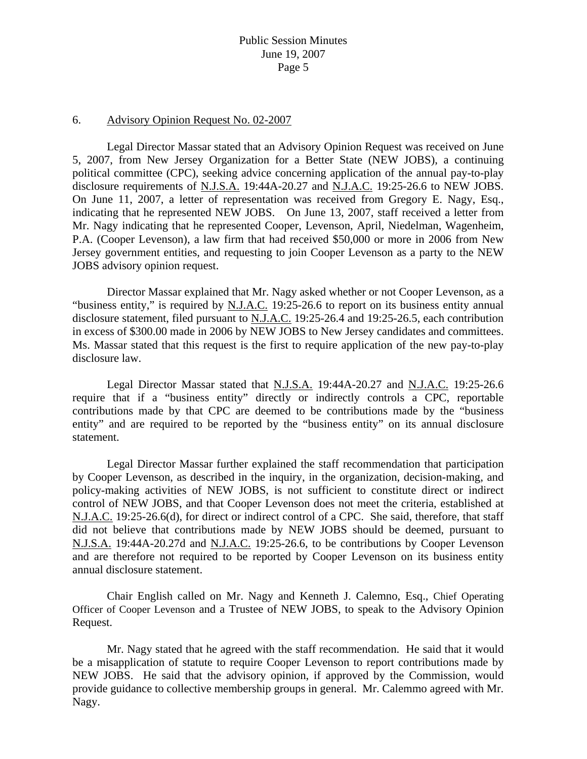6. Advisory Opinion Request No. 02-2007

Legal Director Massar stated that an Advisory Opinion Request was received on June 5, 2007, from New Jersey Organization for a Better State (NEW JOBS), a continuing political committee (CPC), seeking advice concerning application of the annual pay-to-play disclosure requirements of N.J.S.A. 19:44A-20.27 and N.J.A.C. 19:25-26.6 to NEW JOBS. On June 11, 2007, a letter of representation was received from Gregory E. Nagy, Esq., indicating that he represented NEW JOBS. On June 13, 2007, staff received a letter from Mr. Nagy indicating that he represented Cooper, Levenson, April, Niedelman, Wagenheim, P.A. (Cooper Levenson), a law firm that had received $50,000 or more in 2006 from New Jersey government entities, and requesting to join Cooper Levenson as a party to the NEW JOBS advisory opinion request.

Director Massar explained that Mr. Nagy asked whether or not Cooper Levenson, as a "business entity," is required by N.J.A.C. 19:25-26.6 to report on its business entity annual disclosure statement, filed pursuant to N.J.A.C. 19:25-26.4 and 19:25-26.5, each contribution in excess of $300.00 made in 2006 by NEW JOBS to New Jersey candidates and committees. Ms. Massar stated that this request is the first to require application of the new pay-to-play disclosure law.

Legal Director Massar stated that N.J.S.A. 19:44A-20.27 and N.J.A.C. 19:25-26.6 require that if a "business entity" directly or indirectly controls a CPC, reportable contributions made by that CPC are deemed to be contributions made by the "business entity" and are required to be reported by the "business entity" on its annual disclosure statement.

Legal Director Massar further explained the staff recommendation that participation by Cooper Levenson, as described in the inquiry, in the organization, decision-making, and policy-making activities of NEW JOBS, is not sufficient to constitute direct or indirect control of NEW JOBS, and that Cooper Levenson does not meet the criteria, established at N.J.A.C. 19:25-26.6(d), for direct or indirect control of a CPC. She said, therefore, that staff did not believe that contributions made by NEW JOBS should be deemed, pursuant to N.J.S.A. 19:44A-20.27d and N.J.A.C. 19:25-26.6, to be contributions by Cooper Levenson and are therefore not required to be reported by Cooper Levenson on its business entity annual disclosure statement.

Chair English called on Mr. Nagy and Kenneth J. Calemno, Esq., Chief Operating Officer of Cooper Levenson and a Trustee of NEW JOBS, to speak to the Advisory Opinion Request.

Mr. Nagy stated that he agreed with the staff recommendation. He said that it would be a misapplication of statute to require Cooper Levenson to report contributions made by NEW JOBS. He said that the advisory opinion, if approved by the Commission, would provide guidance to collective membership groups in general. Mr. Calemmo agreed with Mr. Nagy.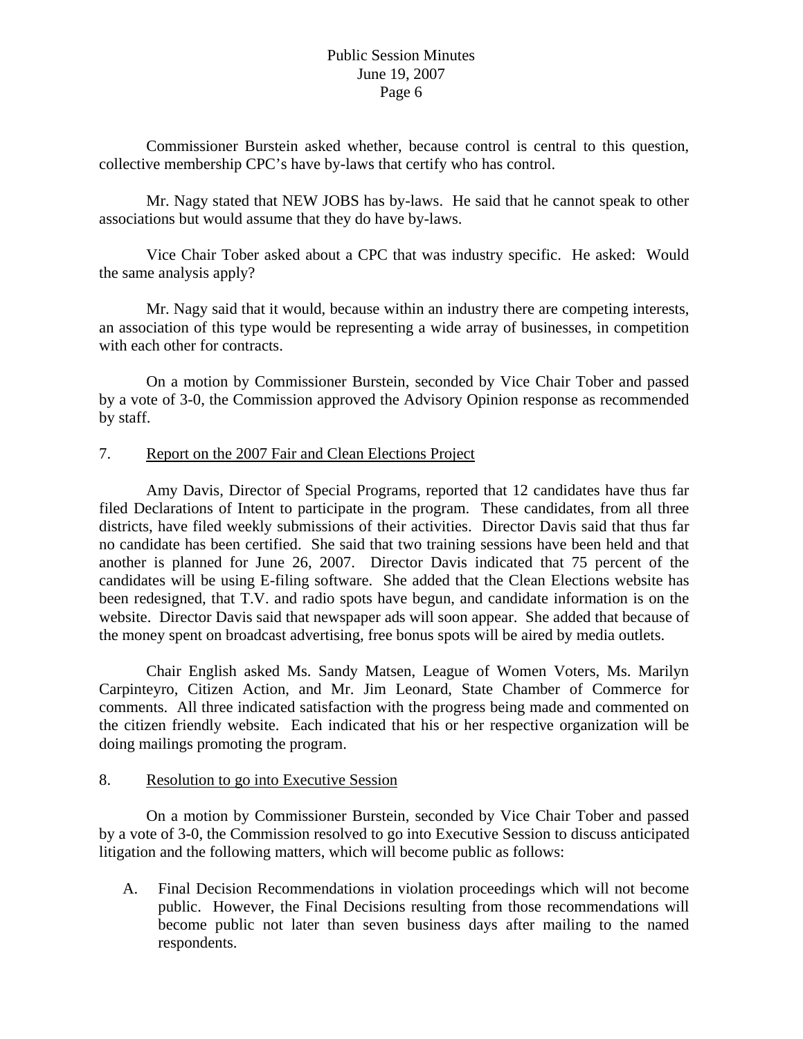Commissioner Burstein asked whether, because control is central to this question, collective membership CPC's have by-laws that certify who has control.

Mr. Nagy stated that NEW JOBS has by-laws. He said that he cannot speak to other associations but would assume that they do have by-laws.

Vice Chair Tober asked about a CPC that was industry specific. He asked: Would the same analysis apply?

Mr. Nagy said that it would, because within an industry there are competing interests, an association of this type would be representing a wide array of businesses, in competition with each other for contracts.

On a motion by Commissioner Burstein, seconded by Vice Chair Tober and passed by a vote of 3-0, the Commission approved the Advisory Opinion response as recommended by staff.

7. <u>Report on the 2007 Fair and Clean Elections Project</u>

Amy Davis, Director of Special Programs, reported that 12 candidates have thus far filed Declarations of Intent to participate in the program. These candidates, from all three districts, have filed weekly submissions of their activities. Director Davis said that thus far no candidate has been certified. She said that two training sessions have been held and that another is planned for June 26, 2007. Director Davis indicated that 75 percent of the candidates will be using E-filing software. She added that the Clean Elections website has been redesigned, that T.V. and radio spots have begun, and candidate information is on the website. Director Davis said that newspaper ads will soon appear. She added that because of the money spent on broadcast advertising, free bonus spots will be aired by media outlets.

Chair English asked Ms. Sandy Matsen, League of Women Voters, Ms. Marilyn Carpinteyro, Citizen Action, and Mr. Jim Leonard, State Chamber of Commerce for comments. All three indicated satisfaction with the progress being made and commented on the citizen friendly website. Each indicated that his or her respective organization will be doing mailings promoting the program.

8. <u>Resolution to go into Executive Session</u>

On a motion by Commissioner Burstein, seconded by Vice Chair Tober and passed by a vote of 3-0, the Commission resolved to go into Executive Session to discuss anticipated litigation and the following matters, which will become public as follows:

A. Final Decision Recommendations in violation proceedings which will not become public. However, the Final Decisions resulting from those recommendations will become public not later than seven business days after mailing to the named respondents.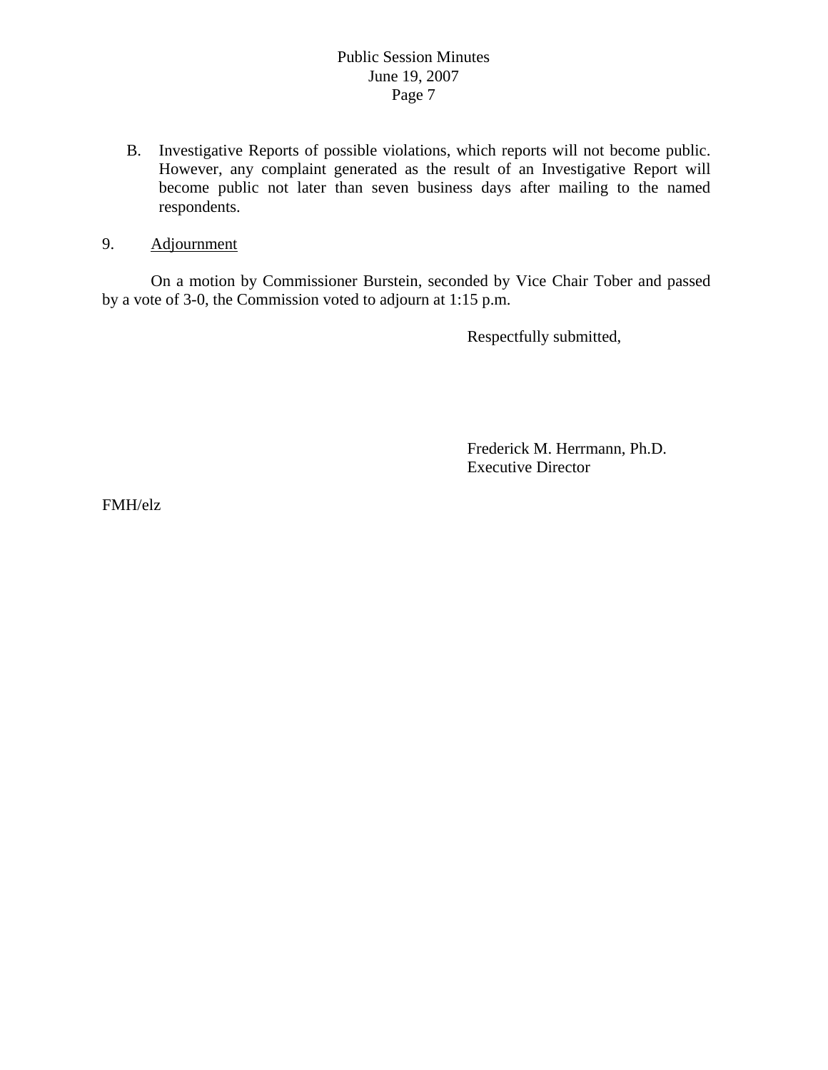B. Investigative Reports of possible violations, which reports will not become public. However, any complaint generated as the result of an Investigative Report will become public not later than seven business days after mailing to the named respondents.

9. Adjournment

On a motion by Commissioner Burstein, seconded by Vice Chair Tober and passed by a vote of 3-0, the Commission voted to adjourn at 1:15 p.m.

Respectfully submitted,

Frederick M. Herrmann, Ph.D.
Executive Director

FMH/elz